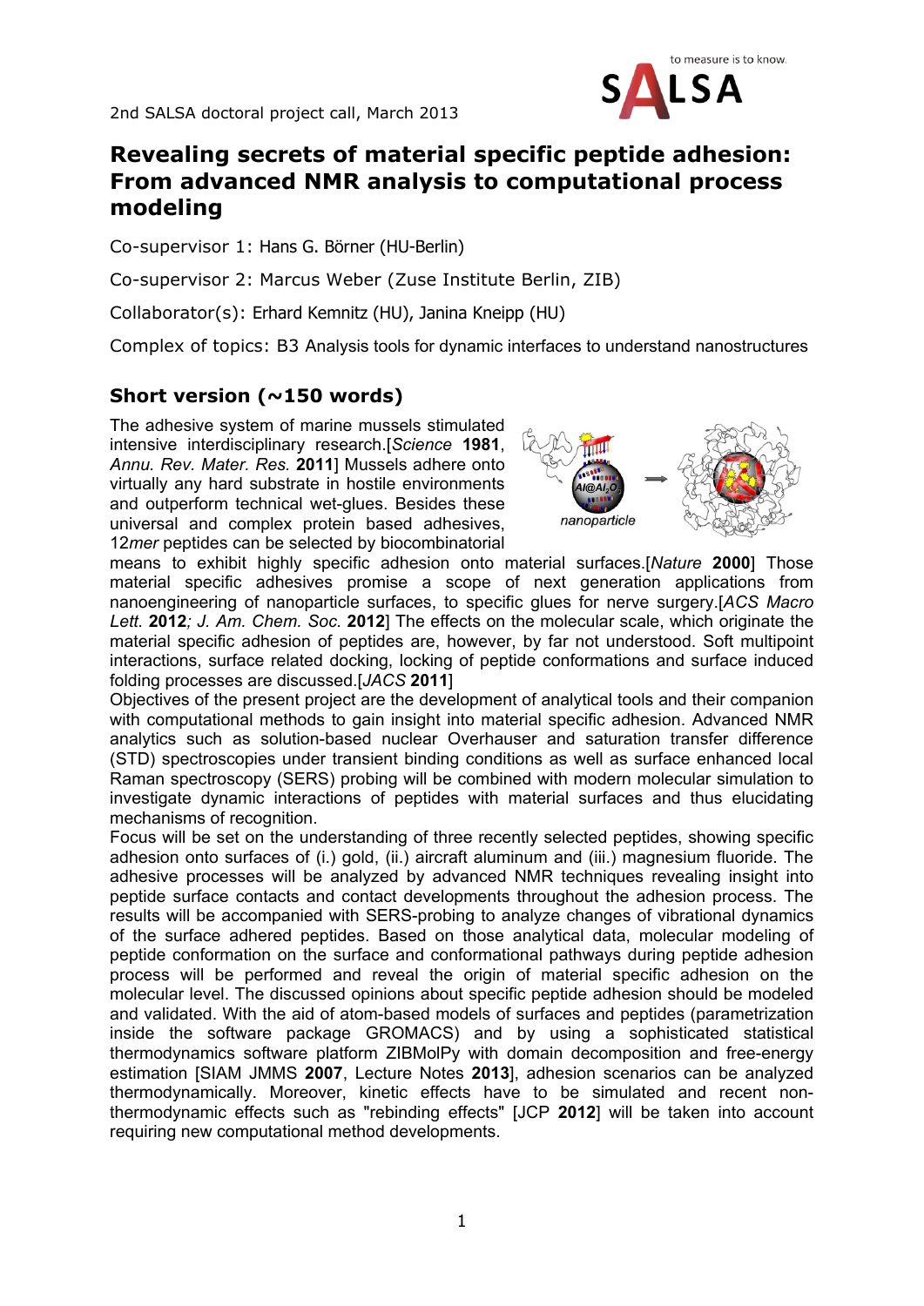2nd SALSA doctoral project call, March 2013

# Revealing secrets of material specific peptide adhesion: From advanced NMR analysis to computational process modeling

Co-supervisor 1: Hans G. Börner (HU-Berlin)

Co-supervisor 2: Marcus Weber (Zuse Institute Berlin, ZIB)

Collaborator(s): Erhard Kemnitz (HU), Janina Kneipp (HU)

Complex of topics: B3 Analysis tools for dynamic interfaces to understand nanostructures

## Short version (~150 words)

The adhesive system of marine mussels stimulated intensive interdisciplinary research.[*Science* **1981**, *Annu. Rev. Mater. Res.* **2011**] Mussels adhere onto virtually any hard substrate in hostile environments and outperform technical wet-glues. Besides these universal and complex protein based adhesives, 12*mer* peptides can be selected by biocombinatorial means to exhibit highly specific adhesion onto material surfaces.[*Nature* **2000**] Those material specific adhesives promise a scope of next generation applications from nanoengineering of nanoparticle surfaces, to specific glues for nerve surgery.[*ACS Macro Lett.* **2012***; J. Am. Chem. Soc.* **2012**] The effects on the molecular scale, which originate the material specific adhesion of peptides are, however, by far not understood. Soft multipoint interactions, surface related docking, locking of peptide conformations and surface induced folding processes are discussed.[*JACS* **2011**]

Objectives of the present project are the development of analytical tools and their companion with computational methods to gain insight into material specific adhesion. Advanced NMR analytics such as solution-based nuclear Overhauser and saturation transfer difference (STD) spectroscopies under transient binding conditions as well as surface enhanced local Raman spectroscopy (SERS) probing will be combined with modern molecular simulation to investigate dynamic interactions of peptides with material surfaces and thus elucidating mechanisms of recognition.

Focus will be set on the understanding of three recently selected peptides, showing specific adhesion onto surfaces of (i.) gold, (ii.) aircraft aluminum and (iii.) magnesium fluoride. The adhesive processes will be analyzed by advanced NMR techniques revealing insight into peptide surface contacts and contact developments throughout the adhesion process. The results will be accompanied with SERS-probing to analyze changes of vibrational dynamics of the surface adhered peptides. Based on those analytical data, molecular modeling of peptide conformation on the surface and conformational pathways during peptide adhesion process will be performed and reveal the origin of material specific adhesion on the molecular level. The discussed opinions about specific peptide adhesion should be modeled and validated. With the aid of atom-based models of surfaces and peptides (parametrization inside the software package GROMACS) and by using a sophisticated statistical thermodynamics software platform ZIBMolPy with domain decomposition and free-energy estimation [SIAM JMMS **2007**, Lecture Notes **2013**], adhesion scenarios can be analyzed thermodynamically. Moreover, kinetic effects have to be simulated and recent non-thermodynamic effects such as "rebinding effects" [JCP **2012**] will be taken into account requiring new computational method developments.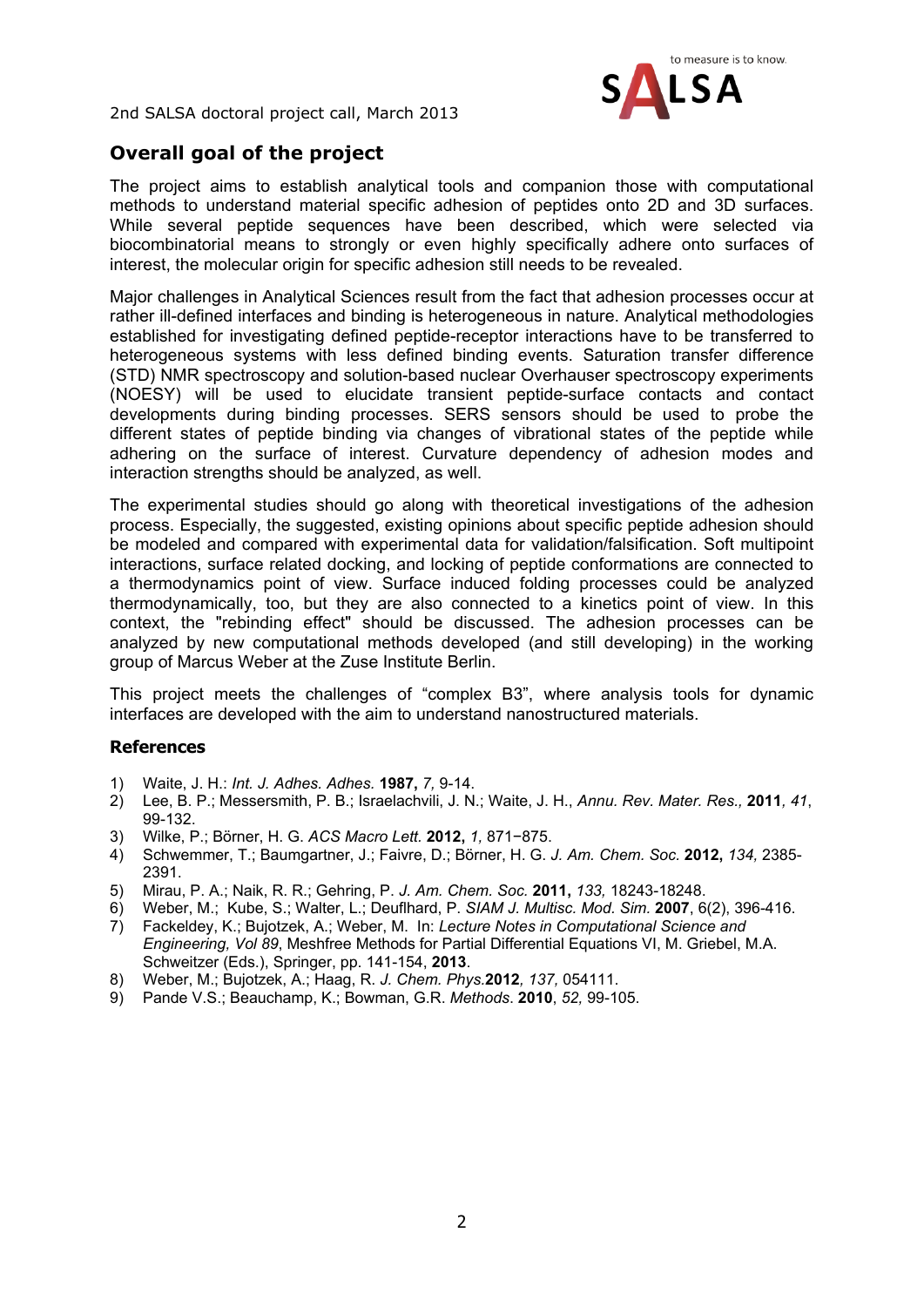## Overall goal of the project

The project aims to establish analytical tools and companion those with computational methods to understand material specific adhesion of peptides onto 2D and 3D surfaces. While several peptide sequences have been described, which were selected via biocombinatorial means to strongly or even highly specifically adhere onto surfaces of interest, the molecular origin for specific adhesion still needs to be revealed.

Major challenges in Analytical Sciences result from the fact that adhesion processes occur at rather ill-defined interfaces and binding is heterogeneous in nature. Analytical methodologies established for investigating defined peptide-receptor interactions have to be transferred to heterogeneous systems with less defined binding events. Saturation transfer difference (STD) NMR spectroscopy and solution-based nuclear Overhauser spectroscopy experiments (NOESY) will be used to elucidate transient peptide-surface contacts and contact developments during binding processes. SERS sensors should be used to probe the different states of peptide binding via changes of vibrational states of the peptide while adhering on the surface of interest. Curvature dependency of adhesion modes and interaction strengths should be analyzed, as well.

The experimental studies should go along with theoretical investigations of the adhesion process. Especially, the suggested, existing opinions about specific peptide adhesion should be modeled and compared with experimental data for validation/falsification. Soft multipoint interactions, surface related docking, and locking of peptide conformations are connected to a thermodynamics point of view. Surface induced folding processes could be analyzed thermodynamically, too, but they are also connected to a kinetics point of view. In this context, the "rebinding effect" should be discussed. The adhesion processes can be analyzed by new computational methods developed (and still developing) in the working group of Marcus Weber at the Zuse Institute Berlin.

This project meets the challenges of “complex B3”, where analysis tools for dynamic interfaces are developed with the aim to understand nanostructured materials.

### References

1) Waite, J. H.: *Int. J. Adhes. Adhes.* **1987,** *7,* 9-14.
2) Lee, B. P.; Messersmith, P. B.; Israelachvili, J. N.; Waite, J. H., *Annu. Rev. Mater. Res.,* **2011***, 41*, 99-132.
3) Wilke, P.; Börner, H. G. *ACS Macro Lett.* **2012,** *1,* 871−875.
4) Schwemmer, T.; Baumgartner, J.; Faivre, D.; Börner, H. G. *J. Am. Chem. Soc.* **2012,** *134,* 2385-2391.
5) Mirau, P. A.; Naik, R. R.; Gehring, P. *J. Am. Chem. Soc.* **2011,** *133,* 18243-18248.
6) Weber, M.; Kube, S.; Walter, L.; Deuflhard, P. *SIAM J. Multisc. Mod. Sim.* **2007**, 6(2), 396-416.
7) Fackeldey, K.; Bujotzek, A.; Weber, M. In: *Lecture Notes in Computational Science and Engineering, Vol 89*, Meshfree Methods for Partial Differential Equations VI, M. Griebel, M.A. Schweitzer (Eds.), Springer, pp. 141-154, **2013**.
8) Weber, M.; Bujotzek, A.; Haag, R. *J. Chem. Phys.***2012***, 137,* 054111.
9) Pande V.S.; Beauchamp, K.; Bowman, G.R. *Methods*. **2010**, *52,* 99-105.